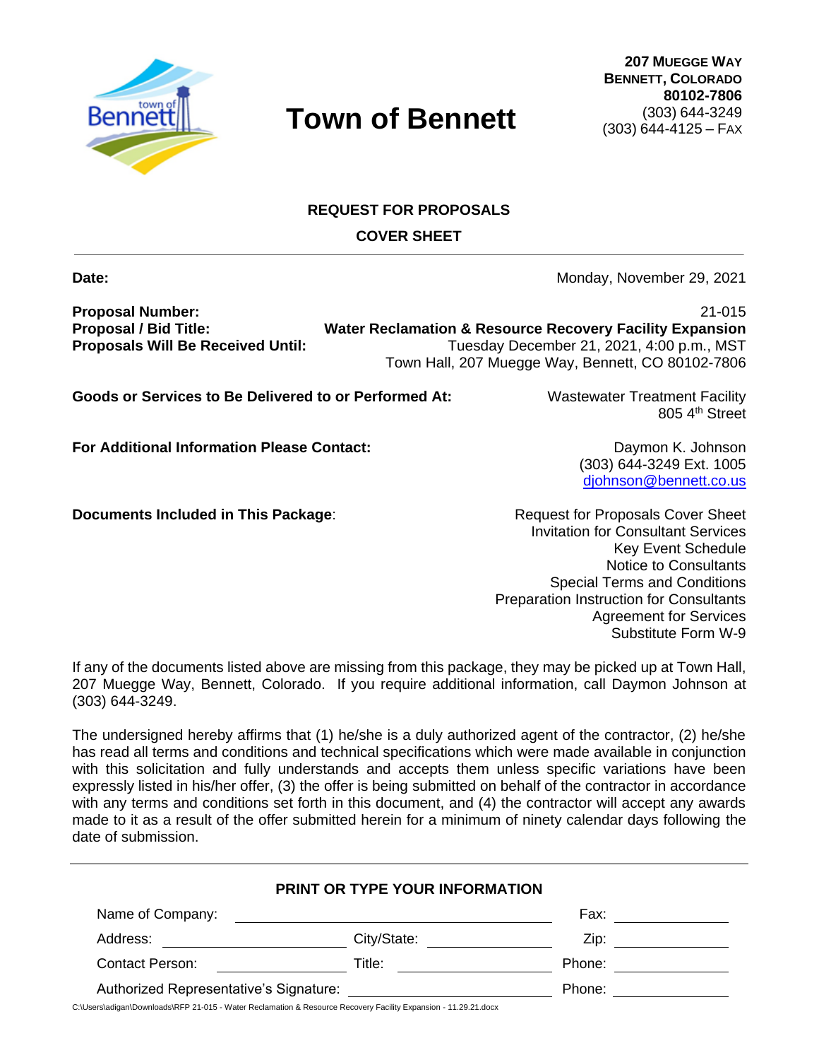# Town of Bennett

**207 Muegge Way**
**Bennett, Colorado**
**80102-7806**
(303) 644-3249
(303) 644-4125 – Fax

## REQUEST FOR PROPOSALS

## COVER SHEET

**Date:** Monday, November 29, 2021

**Proposal Number:** 21-015
**Proposal / Bid Title:** **Water Reclamation & Resource Recovery Facility Expansion**
**Proposals Will Be Received Until:** Tuesday December 21, 2021, 4:00 p.m., MST
Town Hall, 207 Muegge Way, Bennett, CO 80102-7806

**Goods or Services to Be Delivered to or Performed At:** Wastewater Treatment Facility
805 4th Street

**For Additional Information Please Contact:** Daymon K. Johnson
(303) 644-3249 Ext. 1005
djohnson@bennett.co.us

**Documents Included in This Package**:

- Request for Proposals Cover Sheet
- Invitation for Consultant Services
- Key Event Schedule
- Notice to Consultants
- Special Terms and Conditions
- Preparation Instruction for Consultants
- Agreement for Services
- Substitute Form W-9

If any of the documents listed above are missing from this package, they may be picked up at Town Hall, 207 Muegge Way, Bennett, Colorado. If you require additional information, call Daymon Johnson at (303) 644-3249.

The undersigned hereby affirms that (1) he/she is a duly authorized agent of the contractor, (2) he/she has read all terms and conditions and technical specifications which were made available in conjunction with this solicitation and fully understands and accepts them unless specific variations have been expressly listed in his/her offer, (3) the offer is being submitted on behalf of the contractor in accordance with any terms and conditions set forth in this document, and (4) the contractor will accept any awards made to it as a result of the offer submitted herein for a minimum of ninety calendar days following the date of submission.

### PRINT OR TYPE YOUR INFORMATION

Name of Company: ______________________________ Fax: ______________

Address: ______________ City/State: ______________ Zip: ______________

Contact Person: ______________ Title: ______________ Phone: ______________

Authorized Representative's Signature: ______________________ Phone: ______________

C:\Users\adigan\Downloads\RFP 21-015 - Water Reclamation & Resource Recovery Facility Expansion - 11.29.21.docx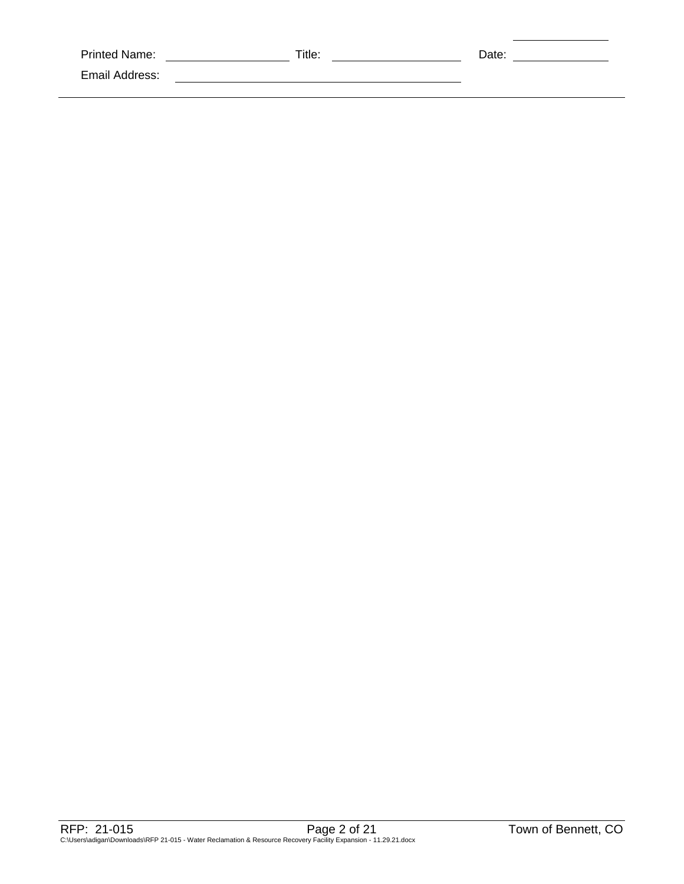Printed Name: \_\_\_\_\_\_\_\_\_\_\_\_\_\_\_\_\_\_\_\_ Title: \_\_\_\_\_\_\_\_\_\_\_\_\_\_\_\_\_\_\_\_ Date: \_\_\_\_\_\_\_\_\_\_\_\_\_\_\_\_

Email Address: \_\_\_\_\_\_\_\_\_\_\_\_\_\_\_\_\_\_\_\_\_\_\_\_\_\_\_\_\_\_\_\_\_\_\_\_\_\_\_\_\_\_\_\_\_\_

---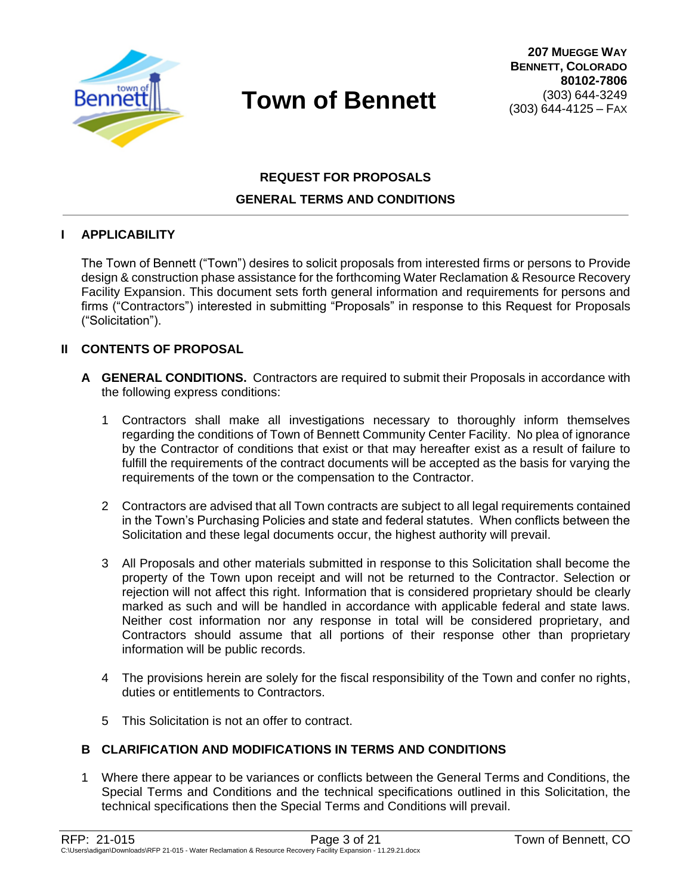# Town of Bennett

**207 Muegge Way**
**Bennett, Colorado**
**80102-7806**
(303) 644-3249
(303) 644-4125 – Fax

## REQUEST FOR PROPOSALS
## GENERAL TERMS AND CONDITIONS

### I APPLICABILITY

The Town of Bennett ("Town") desires to solicit proposals from interested firms or persons to Provide design & construction phase assistance for the forthcoming Water Reclamation & Resource Recovery Facility Expansion. This document sets forth general information and requirements for persons and firms ("Contractors") interested in submitting "Proposals" in response to this Request for Proposals ("Solicitation").

### II CONTENTS OF PROPOSAL

**A GENERAL CONDITIONS.** Contractors are required to submit their Proposals in accordance with the following express conditions:

1. Contractors shall make all investigations necessary to thoroughly inform themselves regarding the conditions of Town of Bennett Community Center Facility. No plea of ignorance by the Contractor of conditions that exist or that may hereafter exist as a result of failure to fulfill the requirements of the contract documents will be accepted as the basis for varying the requirements of the town or the compensation to the Contractor.

2. Contractors are advised that all Town contracts are subject to all legal requirements contained in the Town's Purchasing Policies and state and federal statutes. When conflicts between the Solicitation and these legal documents occur, the highest authority will prevail.

3. All Proposals and other materials submitted in response to this Solicitation shall become the property of the Town upon receipt and will not be returned to the Contractor. Selection or rejection will not affect this right. Information that is considered proprietary should be clearly marked as such and will be handled in accordance with applicable federal and state laws. Neither cost information nor any response in total will be considered proprietary, and Contractors should assume that all portions of their response other than proprietary information will be public records.

4. The provisions herein are solely for the fiscal responsibility of the Town and confer no rights, duties or entitlements to Contractors.

5. This Solicitation is not an offer to contract.

**B CLARIFICATION AND MODIFICATIONS IN TERMS AND CONDITIONS**

1. Where there appear to be variances or conflicts between the General Terms and Conditions, the Special Terms and Conditions and the technical specifications outlined in this Solicitation, the technical specifications then the Special Terms and Conditions will prevail.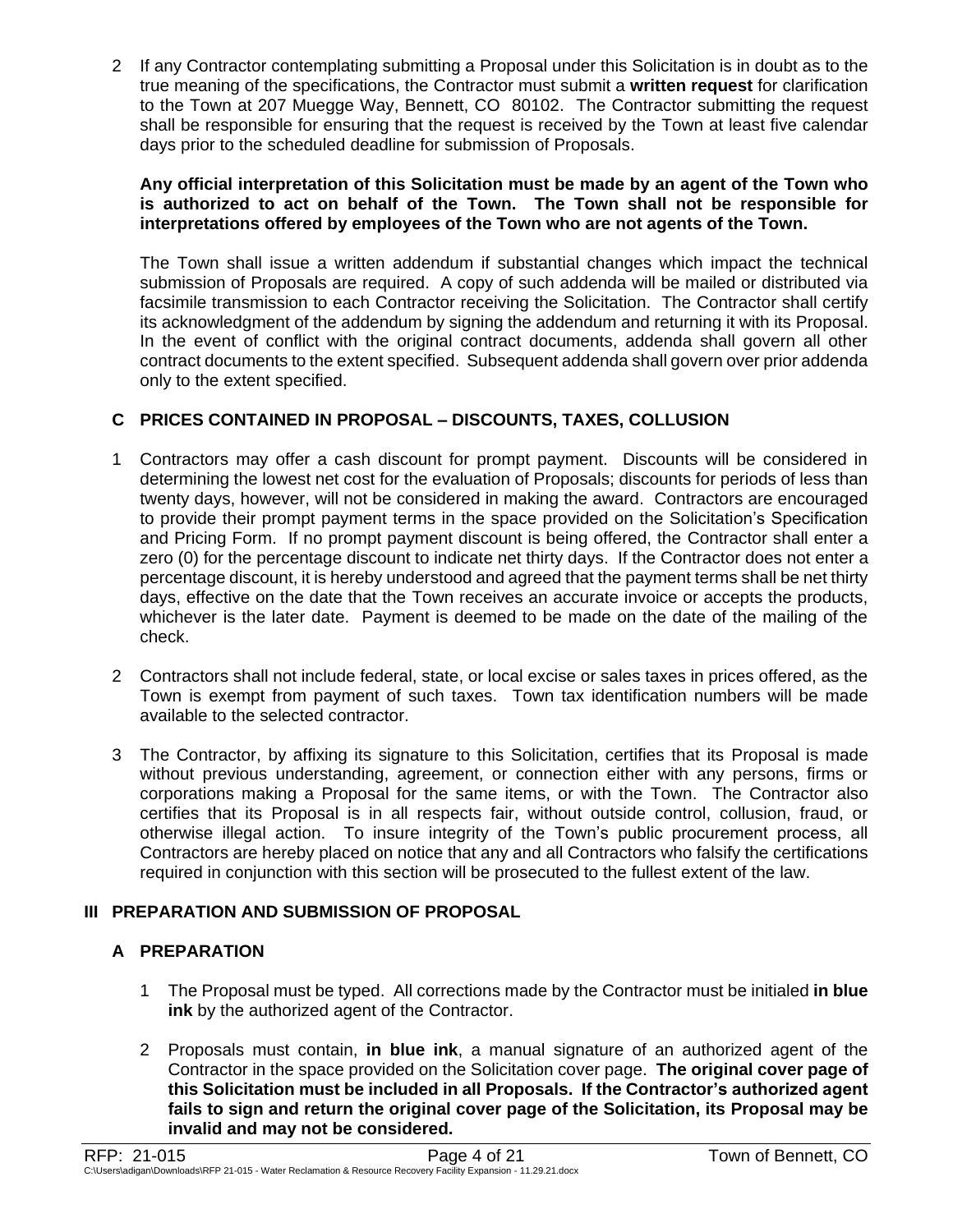2 If any Contractor contemplating submitting a Proposal under this Solicitation is in doubt as to the true meaning of the specifications, the Contractor must submit a **written request** for clarification to the Town at 207 Muegge Way, Bennett, CO 80102. The Contractor submitting the request shall be responsible for ensuring that the request is received by the Town at least five calendar days prior to the scheduled deadline for submission of Proposals.

**Any official interpretation of this Solicitation must be made by an agent of the Town who is authorized to act on behalf of the Town. The Town shall not be responsible for interpretations offered by employees of the Town who are not agents of the Town.**

The Town shall issue a written addendum if substantial changes which impact the technical submission of Proposals are required. A copy of such addenda will be mailed or distributed via facsimile transmission to each Contractor receiving the Solicitation. The Contractor shall certify its acknowledgment of the addendum by signing the addendum and returning it with its Proposal. In the event of conflict with the original contract documents, addenda shall govern all other contract documents to the extent specified. Subsequent addenda shall govern over prior addenda only to the extent specified.

### C PRICES CONTAINED IN PROPOSAL – DISCOUNTS, TAXES, COLLUSION

1 Contractors may offer a cash discount for prompt payment. Discounts will be considered in determining the lowest net cost for the evaluation of Proposals; discounts for periods of less than twenty days, however, will not be considered in making the award. Contractors are encouraged to provide their prompt payment terms in the space provided on the Solicitation's Specification and Pricing Form. If no prompt payment discount is being offered, the Contractor shall enter a zero (0) for the percentage discount to indicate net thirty days. If the Contractor does not enter a percentage discount, it is hereby understood and agreed that the payment terms shall be net thirty days, effective on the date that the Town receives an accurate invoice or accepts the products, whichever is the later date. Payment is deemed to be made on the date of the mailing of the check.

2 Contractors shall not include federal, state, or local excise or sales taxes in prices offered, as the Town is exempt from payment of such taxes. Town tax identification numbers will be made available to the selected contractor.

3 The Contractor, by affixing its signature to this Solicitation, certifies that its Proposal is made without previous understanding, agreement, or connection either with any persons, firms or corporations making a Proposal for the same items, or with the Town. The Contractor also certifies that its Proposal is in all respects fair, without outside control, collusion, fraud, or otherwise illegal action. To insure integrity of the Town's public procurement process, all Contractors are hereby placed on notice that any and all Contractors who falsify the certifications required in conjunction with this section will be prosecuted to the fullest extent of the law.

## III PREPARATION AND SUBMISSION OF PROPOSAL

### A PREPARATION

1 The Proposal must be typed. All corrections made by the Contractor must be initialed **in blue ink** by the authorized agent of the Contractor.

2 Proposals must contain, **in blue ink**, a manual signature of an authorized agent of the Contractor in the space provided on the Solicitation cover page. **The original cover page of this Solicitation must be included in all Proposals. If the Contractor's authorized agent fails to sign and return the original cover page of the Solicitation, its Proposal may be invalid and may not be considered.**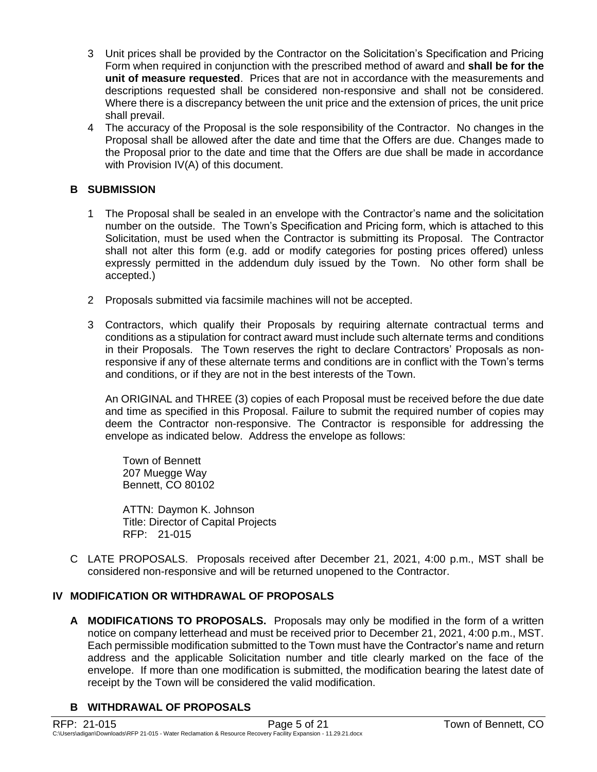3 Unit prices shall be provided by the Contractor on the Solicitation's Specification and Pricing Form when required in conjunction with the prescribed method of award and **shall be for the unit of measure requested**. Prices that are not in accordance with the measurements and descriptions requested shall be considered non-responsive and shall not be considered. Where there is a discrepancy between the unit price and the extension of prices, the unit price shall prevail.

4 The accuracy of the Proposal is the sole responsibility of the Contractor. No changes in the Proposal shall be allowed after the date and time that the Offers are due. Changes made to the Proposal prior to the date and time that the Offers are due shall be made in accordance with Provision IV(A) of this document.

### B SUBMISSION

1 The Proposal shall be sealed in an envelope with the Contractor's name and the solicitation number on the outside. The Town's Specification and Pricing form, which is attached to this Solicitation, must be used when the Contractor is submitting its Proposal. The Contractor shall not alter this form (e.g. add or modify categories for posting prices offered) unless expressly permitted in the addendum duly issued by the Town. No other form shall be accepted.)

2 Proposals submitted via facsimile machines will not be accepted.

3 Contractors, which qualify their Proposals by requiring alternate contractual terms and conditions as a stipulation for contract award must include such alternate terms and conditions in their Proposals. The Town reserves the right to declare Contractors' Proposals as non-responsive if any of these alternate terms and conditions are in conflict with the Town's terms and conditions, or if they are not in the best interests of the Town.

An ORIGINAL and THREE (3) copies of each Proposal must be received before the due date and time as specified in this Proposal. Failure to submit the required number of copies may deem the Contractor non-responsive. The Contractor is responsible for addressing the envelope as indicated below. Address the envelope as follows:

Town of Bennett
207 Muegge Way
Bennett, CO 80102

ATTN: Daymon K. Johnson
Title: Director of Capital Projects
RFP: 21-015

C LATE PROPOSALS. Proposals received after December 21, 2021, 4:00 p.m., MST shall be considered non-responsive and will be returned unopened to the Contractor.

## IV MODIFICATION OR WITHDRAWAL OF PROPOSALS

**A MODIFICATIONS TO PROPOSALS.** Proposals may only be modified in the form of a written notice on company letterhead and must be received prior to December 21, 2021, 4:00 p.m., MST. Each permissible modification submitted to the Town must have the Contractor's name and return address and the applicable Solicitation number and title clearly marked on the face of the envelope. If more than one modification is submitted, the modification bearing the latest date of receipt by the Town will be considered the valid modification.

### B WITHDRAWAL OF PROPOSALS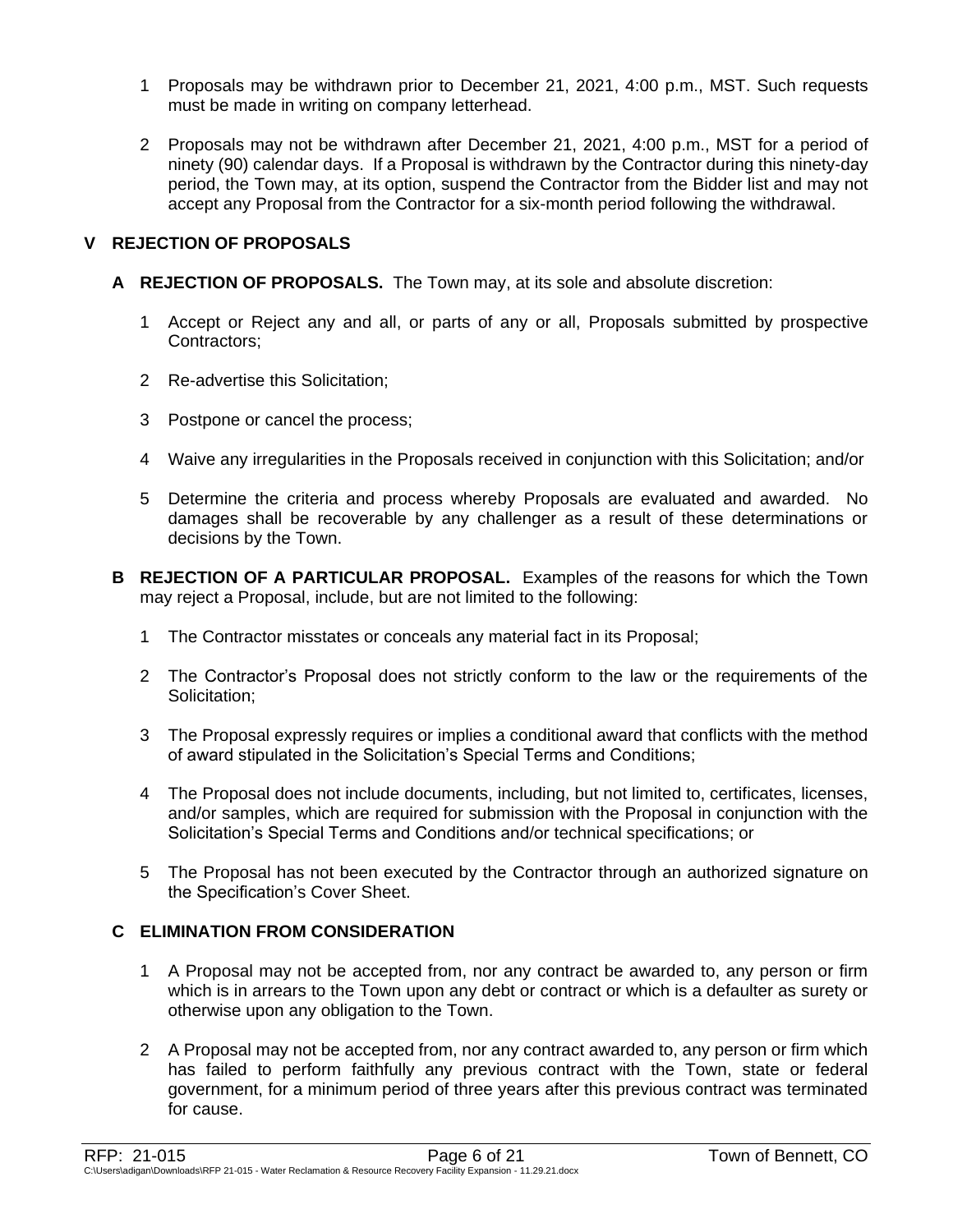1 Proposals may be withdrawn prior to December 21, 2021, 4:00 p.m., MST. Such requests must be made in writing on company letterhead.

2 Proposals may not be withdrawn after December 21, 2021, 4:00 p.m., MST for a period of ninety (90) calendar days. If a Proposal is withdrawn by the Contractor during this ninety-day period, the Town may, at its option, suspend the Contractor from the Bidder list and may not accept any Proposal from the Contractor for a six-month period following the withdrawal.

## V REJECTION OF PROPOSALS

**A REJECTION OF PROPOSALS.** The Town may, at its sole and absolute discretion:

1 Accept or Reject any and all, or parts of any or all, Proposals submitted by prospective Contractors;

2 Re-advertise this Solicitation;

3 Postpone or cancel the process;

4 Waive any irregularities in the Proposals received in conjunction with this Solicitation; and/or

5 Determine the criteria and process whereby Proposals are evaluated and awarded. No damages shall be recoverable by any challenger as a result of these determinations or decisions by the Town.

**B REJECTION OF A PARTICULAR PROPOSAL.** Examples of the reasons for which the Town may reject a Proposal, include, but are not limited to the following:

1 The Contractor misstates or conceals any material fact in its Proposal;

2 The Contractor's Proposal does not strictly conform to the law or the requirements of the Solicitation;

3 The Proposal expressly requires or implies a conditional award that conflicts with the method of award stipulated in the Solicitation's Special Terms and Conditions;

4 The Proposal does not include documents, including, but not limited to, certificates, licenses, and/or samples, which are required for submission with the Proposal in conjunction with the Solicitation's Special Terms and Conditions and/or technical specifications; or

5 The Proposal has not been executed by the Contractor through an authorized signature on the Specification's Cover Sheet.

**C ELIMINATION FROM CONSIDERATION**

1 A Proposal may not be accepted from, nor any contract be awarded to, any person or firm which is in arrears to the Town upon any debt or contract or which is a defaulter as surety or otherwise upon any obligation to the Town.

2 A Proposal may not be accepted from, nor any contract awarded to, any person or firm which has failed to perform faithfully any previous contract with the Town, state or federal government, for a minimum period of three years after this previous contract was terminated for cause.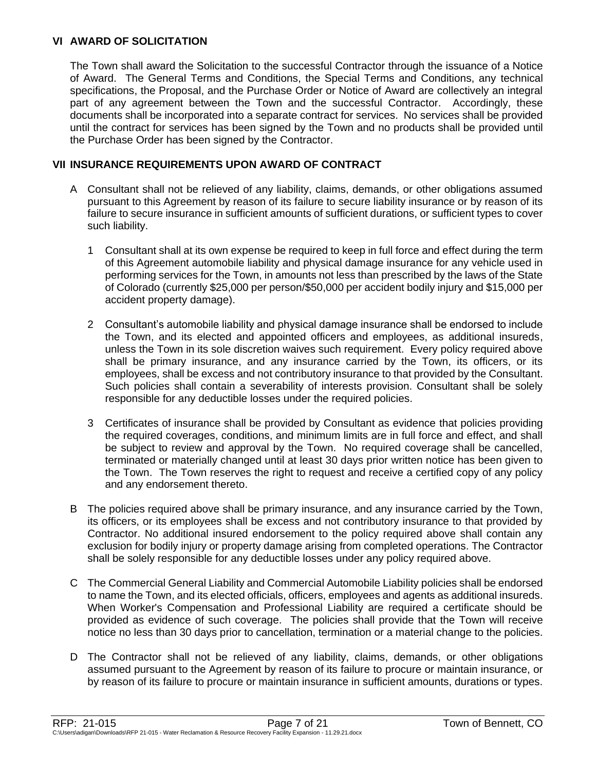## VI AWARD OF SOLICITATION

The Town shall award the Solicitation to the successful Contractor through the issuance of a Notice of Award. The General Terms and Conditions, the Special Terms and Conditions, any technical specifications, the Proposal, and the Purchase Order or Notice of Award are collectively an integral part of any agreement between the Town and the successful Contractor. Accordingly, these documents shall be incorporated into a separate contract for services. No services shall be provided until the contract for services has been signed by the Town and no products shall be provided until the Purchase Order has been signed by the Contractor.

## VII INSURANCE REQUIREMENTS UPON AWARD OF CONTRACT

A Consultant shall not be relieved of any liability, claims, demands, or other obligations assumed pursuant to this Agreement by reason of its failure to secure liability insurance or by reason of its failure to secure insurance in sufficient amounts of sufficient durations, or sufficient types to cover such liability.

1 Consultant shall at its own expense be required to keep in full force and effect during the term of this Agreement automobile liability and physical damage insurance for any vehicle used in performing services for the Town, in amounts not less than prescribed by the laws of the State of Colorado (currently $25,000 per person/$50,000 per accident bodily injury and $15,000 per accident property damage).

2 Consultant's automobile liability and physical damage insurance shall be endorsed to include the Town, and its elected and appointed officers and employees, as additional insureds, unless the Town in its sole discretion waives such requirement. Every policy required above shall be primary insurance, and any insurance carried by the Town, its officers, or its employees, shall be excess and not contributory insurance to that provided by the Consultant. Such policies shall contain a severability of interests provision. Consultant shall be solely responsible for any deductible losses under the required policies.

3 Certificates of insurance shall be provided by Consultant as evidence that policies providing the required coverages, conditions, and minimum limits are in full force and effect, and shall be subject to review and approval by the Town. No required coverage shall be cancelled, terminated or materially changed until at least 30 days prior written notice has been given to the Town. The Town reserves the right to request and receive a certified copy of any policy and any endorsement thereto.

B The policies required above shall be primary insurance, and any insurance carried by the Town, its officers, or its employees shall be excess and not contributory insurance to that provided by Contractor. No additional insured endorsement to the policy required above shall contain any exclusion for bodily injury or property damage arising from completed operations. The Contractor shall be solely responsible for any deductible losses under any policy required above.

C The Commercial General Liability and Commercial Automobile Liability policies shall be endorsed to name the Town, and its elected officials, officers, employees and agents as additional insureds. When Worker's Compensation and Professional Liability are required a certificate should be provided as evidence of such coverage. The policies shall provide that the Town will receive notice no less than 30 days prior to cancellation, termination or a material change to the policies.

D The Contractor shall not be relieved of any liability, claims, demands, or other obligations assumed pursuant to the Agreement by reason of its failure to procure or maintain insurance, or by reason of its failure to procure or maintain insurance in sufficient amounts, durations or types.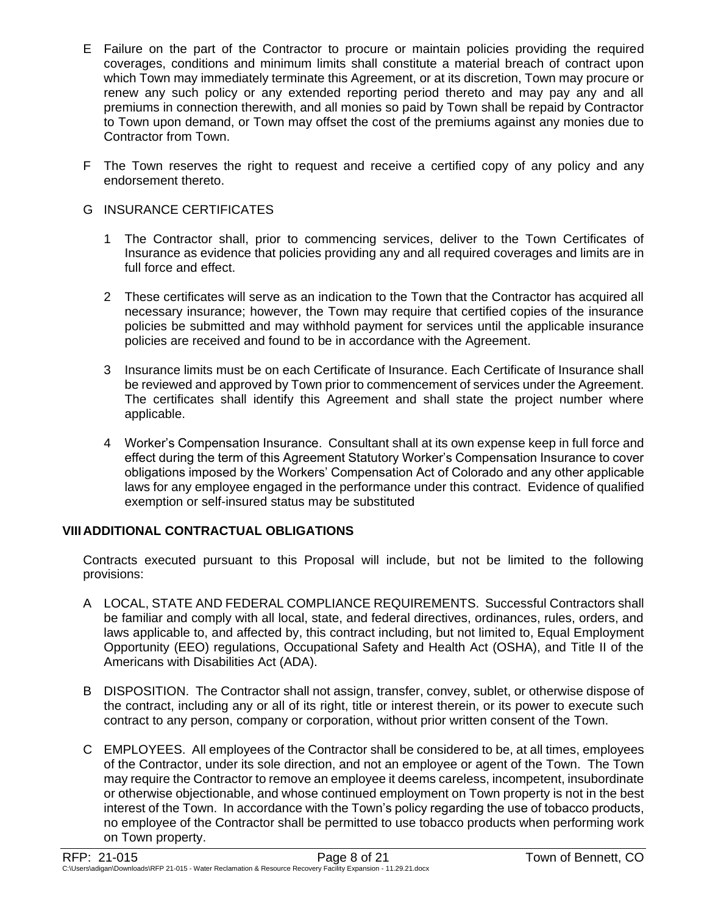E Failure on the part of the Contractor to procure or maintain policies providing the required coverages, conditions and minimum limits shall constitute a material breach of contract upon which Town may immediately terminate this Agreement, or at its discretion, Town may procure or renew any such policy or any extended reporting period thereto and may pay any and all premiums in connection therewith, and all monies so paid by Town shall be repaid by Contractor to Town upon demand, or Town may offset the cost of the premiums against any monies due to Contractor from Town.

F The Town reserves the right to request and receive a certified copy of any policy and any endorsement thereto.

G INSURANCE CERTIFICATES

1 The Contractor shall, prior to commencing services, deliver to the Town Certificates of Insurance as evidence that policies providing any and all required coverages and limits are in full force and effect.

2 These certificates will serve as an indication to the Town that the Contractor has acquired all necessary insurance; however, the Town may require that certified copies of the insurance policies be submitted and may withhold payment for services until the applicable insurance policies are received and found to be in accordance with the Agreement.

3 Insurance limits must be on each Certificate of Insurance. Each Certificate of Insurance shall be reviewed and approved by Town prior to commencement of services under the Agreement. The certificates shall identify this Agreement and shall state the project number where applicable.

4 Worker's Compensation Insurance. Consultant shall at its own expense keep in full force and effect during the term of this Agreement Statutory Worker's Compensation Insurance to cover obligations imposed by the Workers' Compensation Act of Colorado and any other applicable laws for any employee engaged in the performance under this contract. Evidence of qualified exemption or self-insured status may be substituted

## VIII ADDITIONAL CONTRACTUAL OBLIGATIONS

Contracts executed pursuant to this Proposal will include, but not be limited to the following provisions:

A LOCAL, STATE AND FEDERAL COMPLIANCE REQUIREMENTS. Successful Contractors shall be familiar and comply with all local, state, and federal directives, ordinances, rules, orders, and laws applicable to, and affected by, this contract including, but not limited to, Equal Employment Opportunity (EEO) regulations, Occupational Safety and Health Act (OSHA), and Title II of the Americans with Disabilities Act (ADA).

B DISPOSITION. The Contractor shall not assign, transfer, convey, sublet, or otherwise dispose of the contract, including any or all of its right, title or interest therein, or its power to execute such contract to any person, company or corporation, without prior written consent of the Town.

C EMPLOYEES. All employees of the Contractor shall be considered to be, at all times, employees of the Contractor, under its sole direction, and not an employee or agent of the Town. The Town may require the Contractor to remove an employee it deems careless, incompetent, insubordinate or otherwise objectionable, and whose continued employment on Town property is not in the best interest of the Town. In accordance with the Town's policy regarding the use of tobacco products, no employee of the Contractor shall be permitted to use tobacco products when performing work on Town property.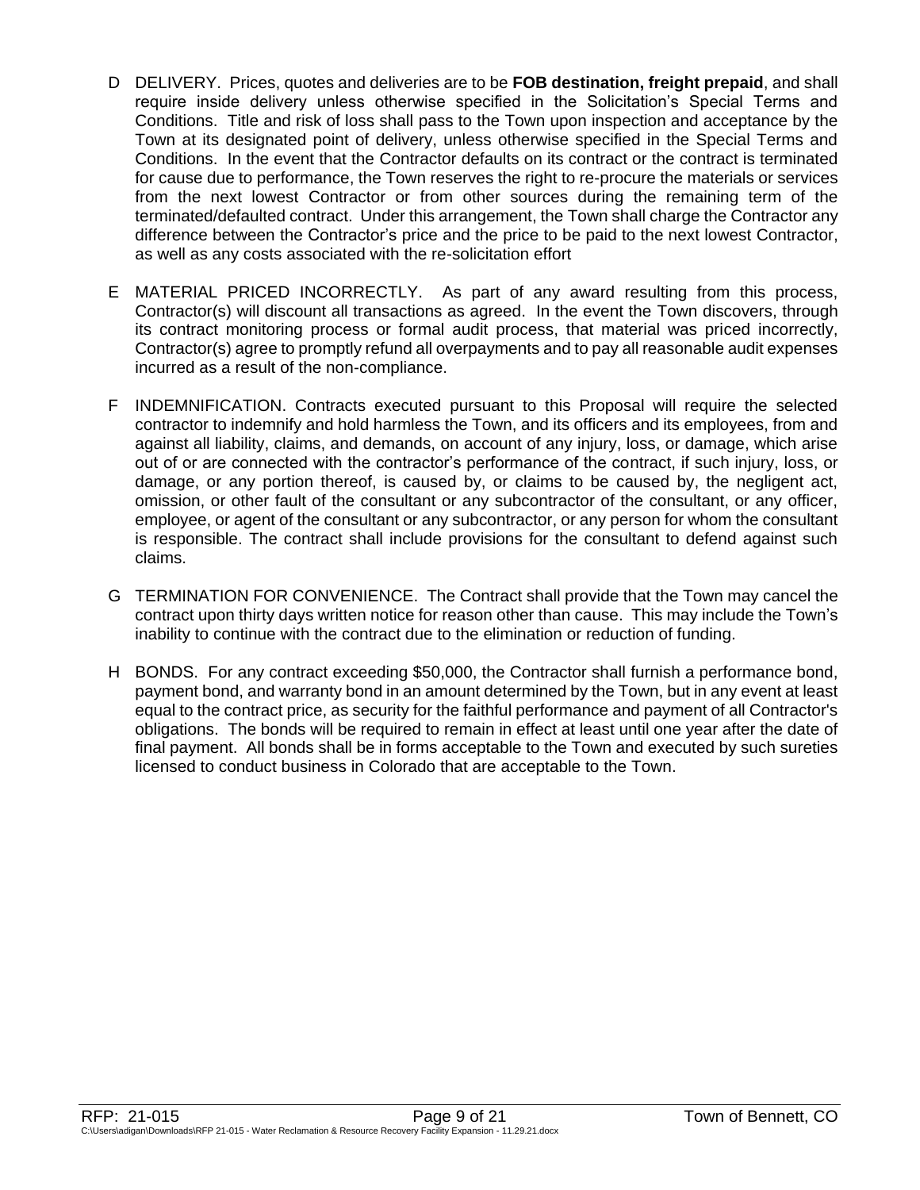D DELIVERY. Prices, quotes and deliveries are to be **FOB destination, freight prepaid**, and shall require inside delivery unless otherwise specified in the Solicitation's Special Terms and Conditions. Title and risk of loss shall pass to the Town upon inspection and acceptance by the Town at its designated point of delivery, unless otherwise specified in the Special Terms and Conditions. In the event that the Contractor defaults on its contract or the contract is terminated for cause due to performance, the Town reserves the right to re-procure the materials or services from the next lowest Contractor or from other sources during the remaining term of the terminated/defaulted contract. Under this arrangement, the Town shall charge the Contractor any difference between the Contractor's price and the price to be paid to the next lowest Contractor, as well as any costs associated with the re-solicitation effort

E MATERIAL PRICED INCORRECTLY. As part of any award resulting from this process, Contractor(s) will discount all transactions as agreed. In the event the Town discovers, through its contract monitoring process or formal audit process, that material was priced incorrectly, Contractor(s) agree to promptly refund all overpayments and to pay all reasonable audit expenses incurred as a result of the non-compliance.

F INDEMNIFICATION. Contracts executed pursuant to this Proposal will require the selected contractor to indemnify and hold harmless the Town, and its officers and its employees, from and against all liability, claims, and demands, on account of any injury, loss, or damage, which arise out of or are connected with the contractor's performance of the contract, if such injury, loss, or damage, or any portion thereof, is caused by, or claims to be caused by, the negligent act, omission, or other fault of the consultant or any subcontractor of the consultant, or any officer, employee, or agent of the consultant or any subcontractor, or any person for whom the consultant is responsible. The contract shall include provisions for the consultant to defend against such claims.

G TERMINATION FOR CONVENIENCE. The Contract shall provide that the Town may cancel the contract upon thirty days written notice for reason other than cause. This may include the Town's inability to continue with the contract due to the elimination or reduction of funding.

H BONDS. For any contract exceeding $50,000, the Contractor shall furnish a performance bond, payment bond, and warranty bond in an amount determined by the Town, but in any event at least equal to the contract price, as security for the faithful performance and payment of all Contractor's obligations. The bonds will be required to remain in effect at least until one year after the date of final payment. All bonds shall be in forms acceptable to the Town and executed by such sureties licensed to conduct business in Colorado that are acceptable to the Town.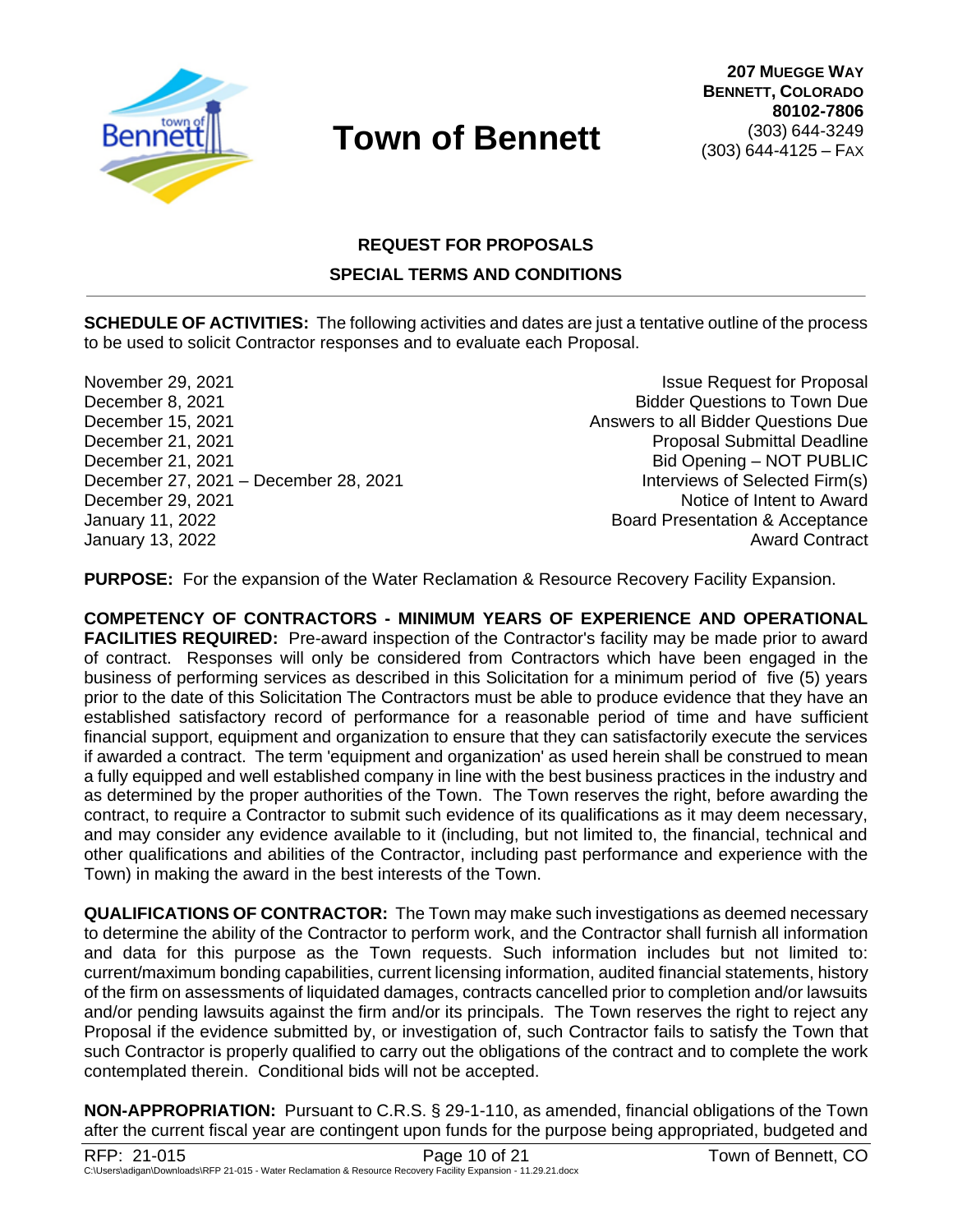# Town of Bennett

**207 MUEGGE WAY**
**BENNETT, COLORADO**
**80102-7806**
(303) 644-3249
(303) 644-4125 – FAX

## REQUEST FOR PROPOSALS
## SPECIAL TERMS AND CONDITIONS

**SCHEDULE OF ACTIVITIES:** The following activities and dates are just a tentative outline of the process to be used to solicit Contractor responses and to evaluate each Proposal.

| Date | Activity |
|---|---|
| November 29, 2021 | Issue Request for Proposal |
| December 8, 2021 | Bidder Questions to Town Due |
| December 15, 2021 | Answers to all Bidder Questions Due |
| December 21, 2021 | Proposal Submittal Deadline |
| December 21, 2021 | Bid Opening – NOT PUBLIC |
| December 27, 2021 – December 28, 2021 | Interviews of Selected Firm(s) |
| December 29, 2021 | Notice of Intent to Award |
| January 11, 2022 | Board Presentation & Acceptance |
| January 13, 2022 | Award Contract |

**PURPOSE:** For the expansion of the Water Reclamation & Resource Recovery Facility Expansion.

**COMPETENCY OF CONTRACTORS - MINIMUM YEARS OF EXPERIENCE AND OPERATIONAL FACILITIES REQUIRED:** Pre-award inspection of the Contractor's facility may be made prior to award of contract. Responses will only be considered from Contractors which have been engaged in the business of performing services as described in this Solicitation for a minimum period of five (5) years prior to the date of this Solicitation The Contractors must be able to produce evidence that they have an established satisfactory record of performance for a reasonable period of time and have sufficient financial support, equipment and organization to ensure that they can satisfactorily execute the services if awarded a contract. The term 'equipment and organization' as used herein shall be construed to mean a fully equipped and well established company in line with the best business practices in the industry and as determined by the proper authorities of the Town. The Town reserves the right, before awarding the contract, to require a Contractor to submit such evidence of its qualifications as it may deem necessary, and may consider any evidence available to it (including, but not limited to, the financial, technical and other qualifications and abilities of the Contractor, including past performance and experience with the Town) in making the award in the best interests of the Town.

**QUALIFICATIONS OF CONTRACTOR:** The Town may make such investigations as deemed necessary to determine the ability of the Contractor to perform work, and the Contractor shall furnish all information and data for this purpose as the Town requests. Such information includes but not limited to: current/maximum bonding capabilities, current licensing information, audited financial statements, history of the firm on assessments of liquidated damages, contracts cancelled prior to completion and/or lawsuits and/or pending lawsuits against the firm and/or its principals. The Town reserves the right to reject any Proposal if the evidence submitted by, or investigation of, such Contractor fails to satisfy the Town that such Contractor is properly qualified to carry out the obligations of the contract and to complete the work contemplated therein. Conditional bids will not be accepted.

**NON-APPROPRIATION:** Pursuant to C.R.S. § 29-1-110, as amended, financial obligations of the Town after the current fiscal year are contingent upon funds for the purpose being appropriated, budgeted and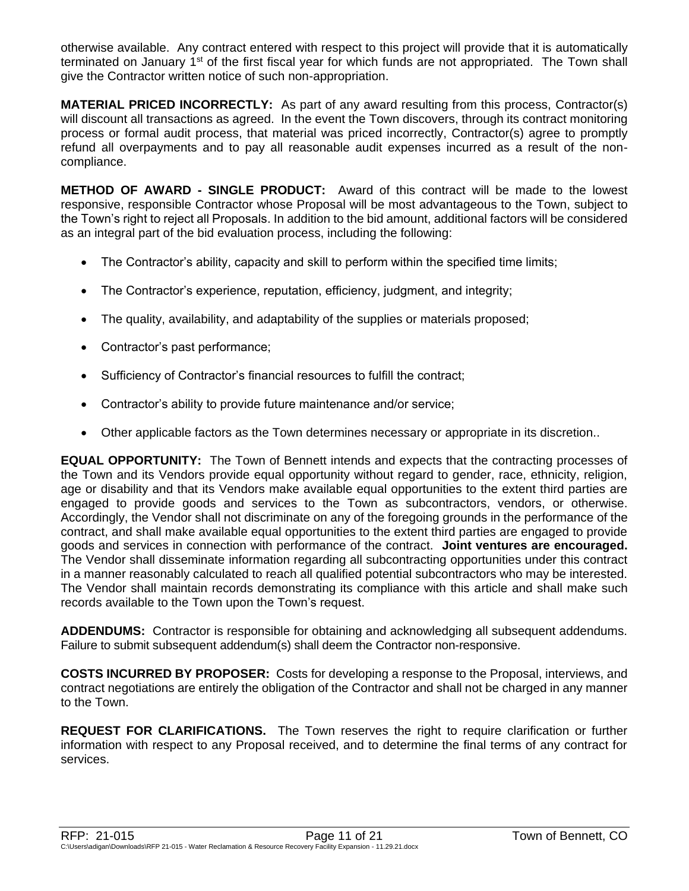otherwise available. Any contract entered with respect to this project will provide that it is automatically terminated on January 1st of the first fiscal year for which funds are not appropriated. The Town shall give the Contractor written notice of such non-appropriation.

**MATERIAL PRICED INCORRECTLY:** As part of any award resulting from this process, Contractor(s) will discount all transactions as agreed. In the event the Town discovers, through its contract monitoring process or formal audit process, that material was priced incorrectly, Contractor(s) agree to promptly refund all overpayments and to pay all reasonable audit expenses incurred as a result of the non-compliance.

**METHOD OF AWARD - SINGLE PRODUCT:** Award of this contract will be made to the lowest responsive, responsible Contractor whose Proposal will be most advantageous to the Town, subject to the Town's right to reject all Proposals. In addition to the bid amount, additional factors will be considered as an integral part of the bid evaluation process, including the following:

- The Contractor's ability, capacity and skill to perform within the specified time limits;
- The Contractor's experience, reputation, efficiency, judgment, and integrity;
- The quality, availability, and adaptability of the supplies or materials proposed;
- Contractor's past performance;
- Sufficiency of Contractor's financial resources to fulfill the contract;
- Contractor's ability to provide future maintenance and/or service;
- Other applicable factors as the Town determines necessary or appropriate in its discretion..

**EQUAL OPPORTUNITY:** The Town of Bennett intends and expects that the contracting processes of the Town and its Vendors provide equal opportunity without regard to gender, race, ethnicity, religion, age or disability and that its Vendors make available equal opportunities to the extent third parties are engaged to provide goods and services to the Town as subcontractors, vendors, or otherwise. Accordingly, the Vendor shall not discriminate on any of the foregoing grounds in the performance of the contract, and shall make available equal opportunities to the extent third parties are engaged to provide goods and services in connection with performance of the contract. **Joint ventures are encouraged.** The Vendor shall disseminate information regarding all subcontracting opportunities under this contract in a manner reasonably calculated to reach all qualified potential subcontractors who may be interested. The Vendor shall maintain records demonstrating its compliance with this article and shall make such records available to the Town upon the Town's request.

**ADDENDUMS:** Contractor is responsible for obtaining and acknowledging all subsequent addendums. Failure to submit subsequent addendum(s) shall deem the Contractor non-responsive.

**COSTS INCURRED BY PROPOSER:** Costs for developing a response to the Proposal, interviews, and contract negotiations are entirely the obligation of the Contractor and shall not be charged in any manner to the Town.

**REQUEST FOR CLARIFICATIONS.** The Town reserves the right to require clarification or further information with respect to any Proposal received, and to determine the final terms of any contract for services.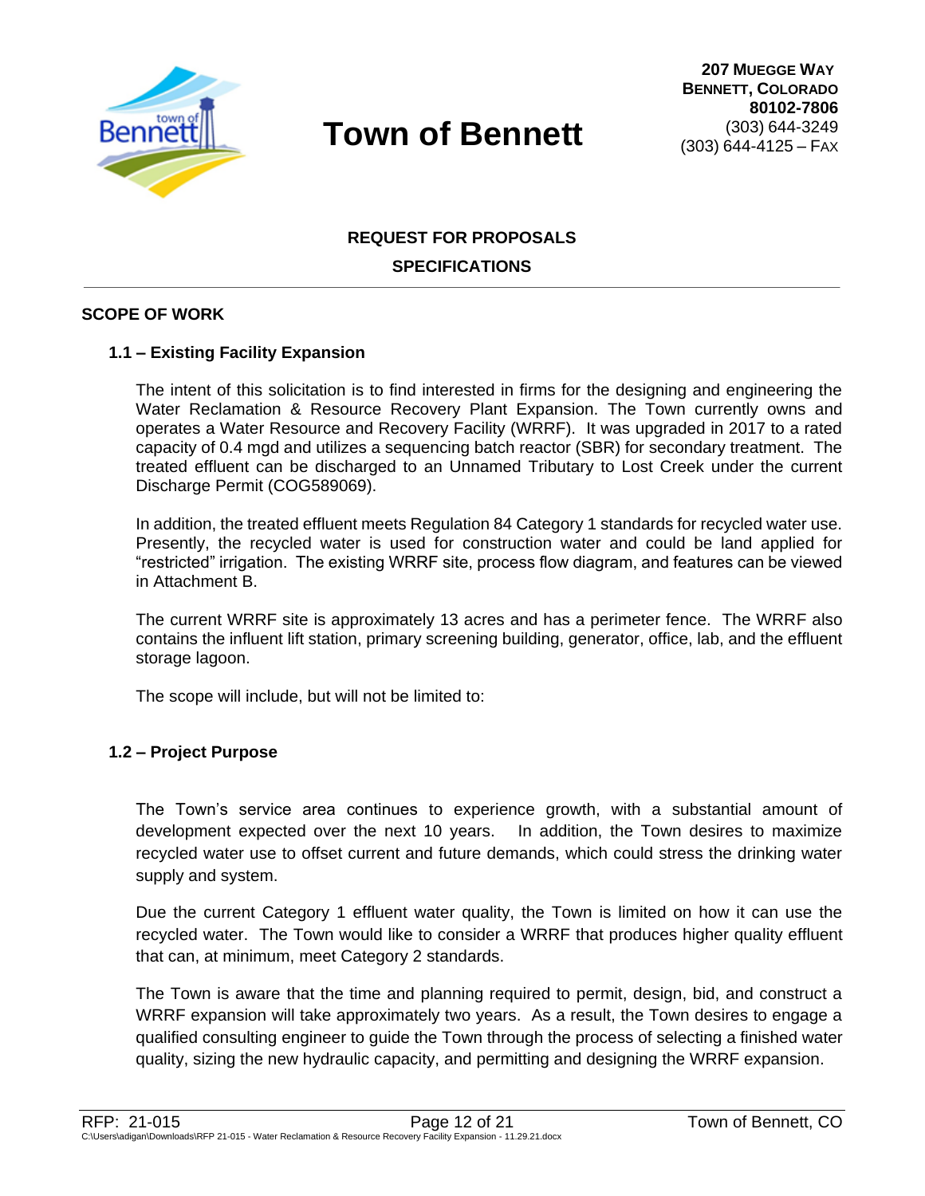**207 MUEGGE WAY**
**BENNETT, COLORADO**
**80102-7806**
(303) 644-3249
(303) 644-4125 – FAX

# Town of Bennett

**REQUEST FOR PROPOSALS**

**SPECIFICATIONS**

---

## SCOPE OF WORK

### 1.1 – Existing Facility Expansion

The intent of this solicitation is to find interested in firms for the designing and engineering the Water Reclamation & Resource Recovery Plant Expansion. The Town currently owns and operates a Water Resource and Recovery Facility (WRRF). It was upgraded in 2017 to a rated capacity of 0.4 mgd and utilizes a sequencing batch reactor (SBR) for secondary treatment. The treated effluent can be discharged to an Unnamed Tributary to Lost Creek under the current Discharge Permit (COG589069).

In addition, the treated effluent meets Regulation 84 Category 1 standards for recycled water use. Presently, the recycled water is used for construction water and could be land applied for "restricted" irrigation. The existing WRRF site, process flow diagram, and features can be viewed in Attachment B.

The current WRRF site is approximately 13 acres and has a perimeter fence. The WRRF also contains the influent lift station, primary screening building, generator, office, lab, and the effluent storage lagoon.

The scope will include, but will not be limited to:

### 1.2 – Project Purpose

The Town's service area continues to experience growth, with a substantial amount of development expected over the next 10 years. In addition, the Town desires to maximize recycled water use to offset current and future demands, which could stress the drinking water supply and system.

Due the current Category 1 effluent water quality, the Town is limited on how it can use the recycled water. The Town would like to consider a WRRF that produces higher quality effluent that can, at minimum, meet Category 2 standards.

The Town is aware that the time and planning required to permit, design, bid, and construct a WRRF expansion will take approximately two years. As a result, the Town desires to engage a qualified consulting engineer to guide the Town through the process of selecting a finished water quality, sizing the new hydraulic capacity, and permitting and designing the WRRF expansion.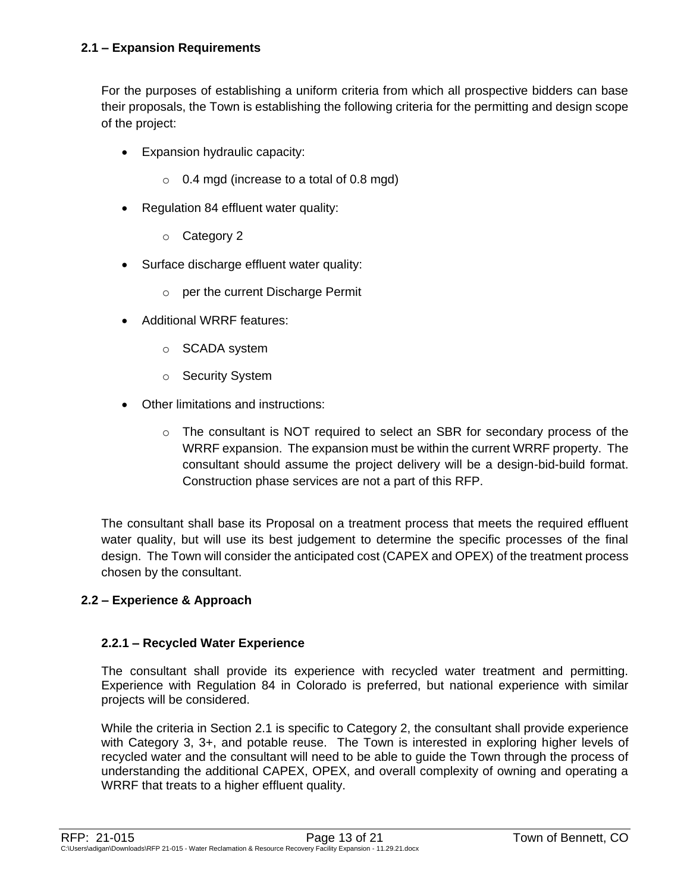## 2.1 – Expansion Requirements

For the purposes of establishing a uniform criteria from which all prospective bidders can base their proposals, the Town is establishing the following criteria for the permitting and design scope of the project:

- Expansion hydraulic capacity:
  - 0.4 mgd (increase to a total of 0.8 mgd)
- Regulation 84 effluent water quality:
  - Category 2
- Surface discharge effluent water quality:
  - per the current Discharge Permit
- Additional WRRF features:
  - SCADA system
  - Security System
- Other limitations and instructions:
  - The consultant is NOT required to select an SBR for secondary process of the WRRF expansion. The expansion must be within the current WRRF property. The consultant should assume the project delivery will be a design-bid-build format. Construction phase services are not a part of this RFP.

The consultant shall base its Proposal on a treatment process that meets the required effluent water quality, but will use its best judgement to determine the specific processes of the final design. The Town will consider the anticipated cost (CAPEX and OPEX) of the treatment process chosen by the consultant.

## 2.2 – Experience & Approach

### 2.2.1 – Recycled Water Experience

The consultant shall provide its experience with recycled water treatment and permitting. Experience with Regulation 84 in Colorado is preferred, but national experience with similar projects will be considered.

While the criteria in Section 2.1 is specific to Category 2, the consultant shall provide experience with Category 3, 3+, and potable reuse. The Town is interested in exploring higher levels of recycled water and the consultant will need to be able to guide the Town through the process of understanding the additional CAPEX, OPEX, and overall complexity of owning and operating a WRRF that treats to a higher effluent quality.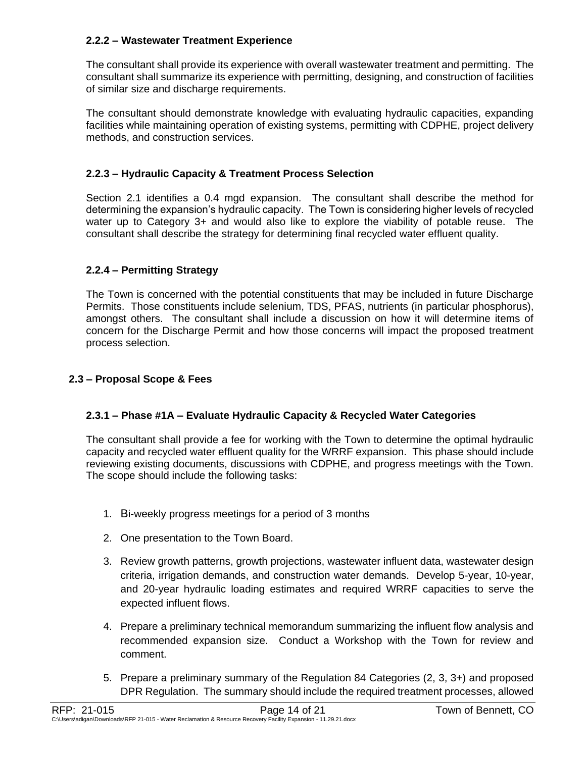### 2.2.2 – Wastewater Treatment Experience

The consultant shall provide its experience with overall wastewater treatment and permitting. The consultant shall summarize its experience with permitting, designing, and construction of facilities of similar size and discharge requirements.

The consultant should demonstrate knowledge with evaluating hydraulic capacities, expanding facilities while maintaining operation of existing systems, permitting with CDPHE, project delivery methods, and construction services.

### 2.2.3 – Hydraulic Capacity & Treatment Process Selection

Section 2.1 identifies a 0.4 mgd expansion. The consultant shall describe the method for determining the expansion's hydraulic capacity. The Town is considering higher levels of recycled water up to Category 3+ and would also like to explore the viability of potable reuse. The consultant shall describe the strategy for determining final recycled water effluent quality.

### 2.2.4 – Permitting Strategy

The Town is concerned with the potential constituents that may be included in future Discharge Permits. Those constituents include selenium, TDS, PFAS, nutrients (in particular phosphorus), amongst others. The consultant shall include a discussion on how it will determine items of concern for the Discharge Permit and how those concerns will impact the proposed treatment process selection.

## 2.3 – Proposal Scope & Fees

### 2.3.1 – Phase #1A – Evaluate Hydraulic Capacity & Recycled Water Categories

The consultant shall provide a fee for working with the Town to determine the optimal hydraulic capacity and recycled water effluent quality for the WRRF expansion. This phase should include reviewing existing documents, discussions with CDPHE, and progress meetings with the Town. The scope should include the following tasks:

1. Bi-weekly progress meetings for a period of 3 months
2. One presentation to the Town Board.
3. Review growth patterns, growth projections, wastewater influent data, wastewater design criteria, irrigation demands, and construction water demands. Develop 5-year, 10-year, and 20-year hydraulic loading estimates and required WRRF capacities to serve the expected influent flows.
4. Prepare a preliminary technical memorandum summarizing the influent flow analysis and recommended expansion size. Conduct a Workshop with the Town for review and comment.
5. Prepare a preliminary summary of the Regulation 84 Categories (2, 3, 3+) and proposed DPR Regulation. The summary should include the required treatment processes, allowed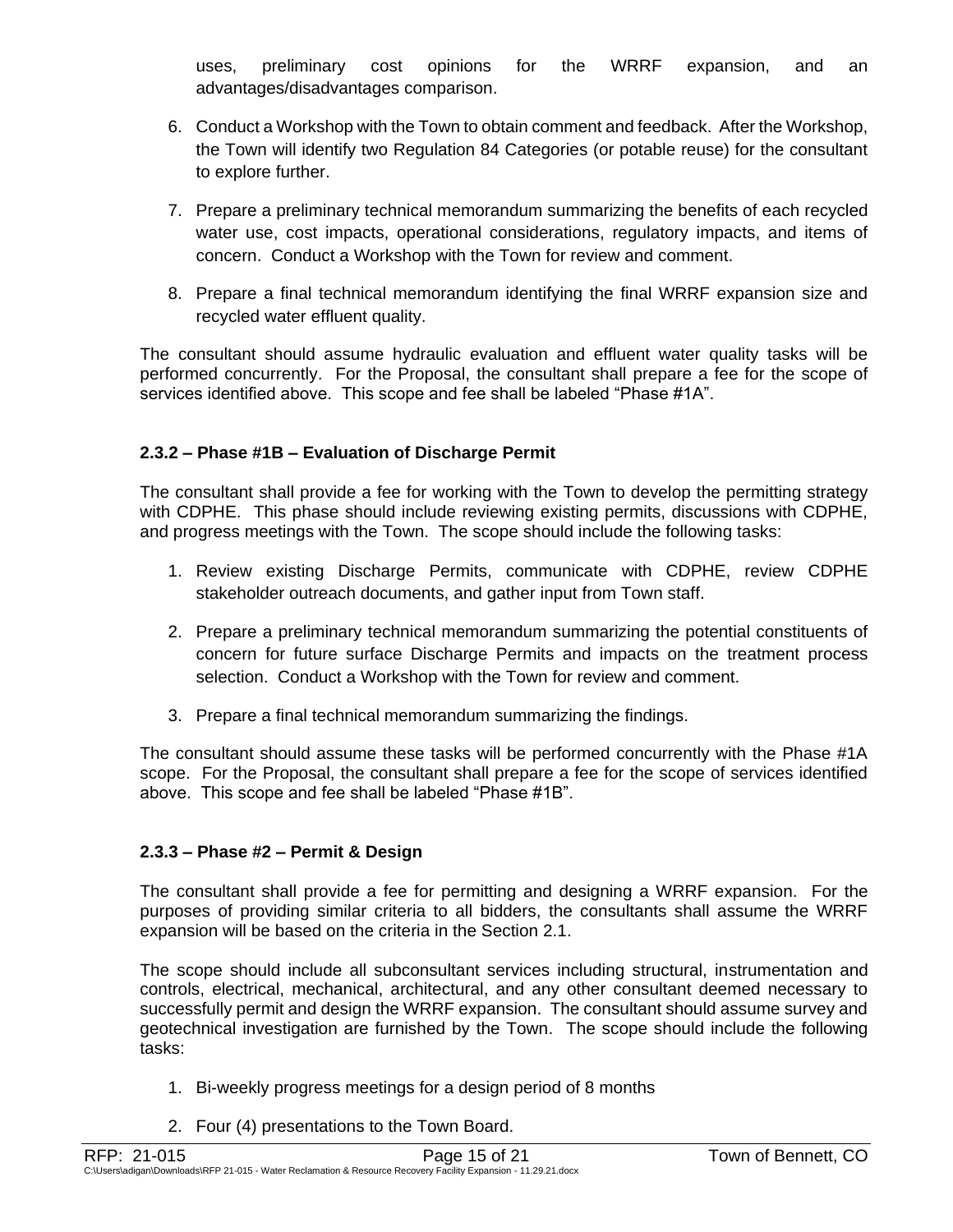uses, preliminary cost opinions for the WRRF expansion, and an advantages/disadvantages comparison.

6. Conduct a Workshop with the Town to obtain comment and feedback. After the Workshop, the Town will identify two Regulation 84 Categories (or potable reuse) for the consultant to explore further.

7. Prepare a preliminary technical memorandum summarizing the benefits of each recycled water use, cost impacts, operational considerations, regulatory impacts, and items of concern. Conduct a Workshop with the Town for review and comment.

8. Prepare a final technical memorandum identifying the final WRRF expansion size and recycled water effluent quality.

The consultant should assume hydraulic evaluation and effluent water quality tasks will be performed concurrently. For the Proposal, the consultant shall prepare a fee for the scope of services identified above. This scope and fee shall be labeled “Phase #1A”.

### 2.3.2 – Phase #1B – Evaluation of Discharge Permit

The consultant shall provide a fee for working with the Town to develop the permitting strategy with CDPHE. This phase should include reviewing existing permits, discussions with CDPHE, and progress meetings with the Town. The scope should include the following tasks:

1. Review existing Discharge Permits, communicate with CDPHE, review CDPHE stakeholder outreach documents, and gather input from Town staff.

2. Prepare a preliminary technical memorandum summarizing the potential constituents of concern for future surface Discharge Permits and impacts on the treatment process selection. Conduct a Workshop with the Town for review and comment.

3. Prepare a final technical memorandum summarizing the findings.

The consultant should assume these tasks will be performed concurrently with the Phase #1A scope. For the Proposal, the consultant shall prepare a fee for the scope of services identified above. This scope and fee shall be labeled “Phase #1B”.

### 2.3.3 – Phase #2 – Permit & Design

The consultant shall provide a fee for permitting and designing a WRRF expansion. For the purposes of providing similar criteria to all bidders, the consultants shall assume the WRRF expansion will be based on the criteria in the Section 2.1.

The scope should include all subconsultant services including structural, instrumentation and controls, electrical, mechanical, architectural, and any other consultant deemed necessary to successfully permit and design the WRRF expansion. The consultant should assume survey and geotechnical investigation are furnished by the Town. The scope should include the following tasks:

1. Bi-weekly progress meetings for a design period of 8 months

2. Four (4) presentations to the Town Board.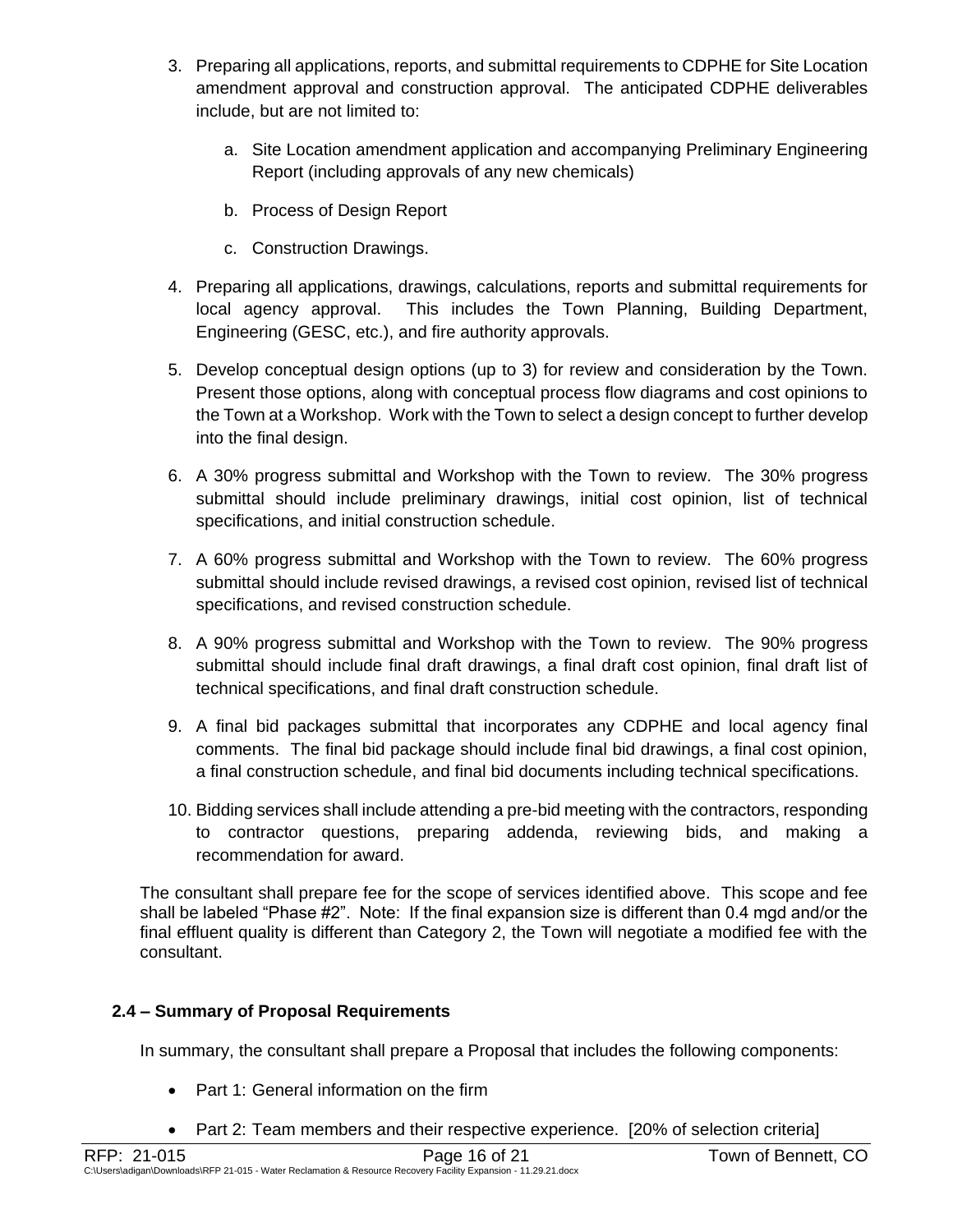3. Preparing all applications, reports, and submittal requirements to CDPHE for Site Location amendment approval and construction approval. The anticipated CDPHE deliverables include, but are not limited to:

   a. Site Location amendment application and accompanying Preliminary Engineering Report (including approvals of any new chemicals)

   b. Process of Design Report

   c. Construction Drawings.

4. Preparing all applications, drawings, calculations, reports and submittal requirements for local agency approval. This includes the Town Planning, Building Department, Engineering (GESC, etc.), and fire authority approvals.

5. Develop conceptual design options (up to 3) for review and consideration by the Town. Present those options, along with conceptual process flow diagrams and cost opinions to the Town at a Workshop. Work with the Town to select a design concept to further develop into the final design.

6. A 30% progress submittal and Workshop with the Town to review. The 30% progress submittal should include preliminary drawings, initial cost opinion, list of technical specifications, and initial construction schedule.

7. A 60% progress submittal and Workshop with the Town to review. The 60% progress submittal should include revised drawings, a revised cost opinion, revised list of technical specifications, and revised construction schedule.

8. A 90% progress submittal and Workshop with the Town to review. The 90% progress submittal should include final draft drawings, a final draft cost opinion, final draft list of technical specifications, and final draft construction schedule.

9. A final bid packages submittal that incorporates any CDPHE and local agency final comments. The final bid package should include final bid drawings, a final cost opinion, a final construction schedule, and final bid documents including technical specifications.

10. Bidding services shall include attending a pre-bid meeting with the contractors, responding to contractor questions, preparing addenda, reviewing bids, and making a recommendation for award.

The consultant shall prepare fee for the scope of services identified above. This scope and fee shall be labeled "Phase #2". Note: If the final expansion size is different than 0.4 mgd and/or the final effluent quality is different than Category 2, the Town will negotiate a modified fee with the consultant.

### 2.4 – Summary of Proposal Requirements

In summary, the consultant shall prepare a Proposal that includes the following components:

- Part 1: General information on the firm
- Part 2: Team members and their respective experience. [20% of selection criteria]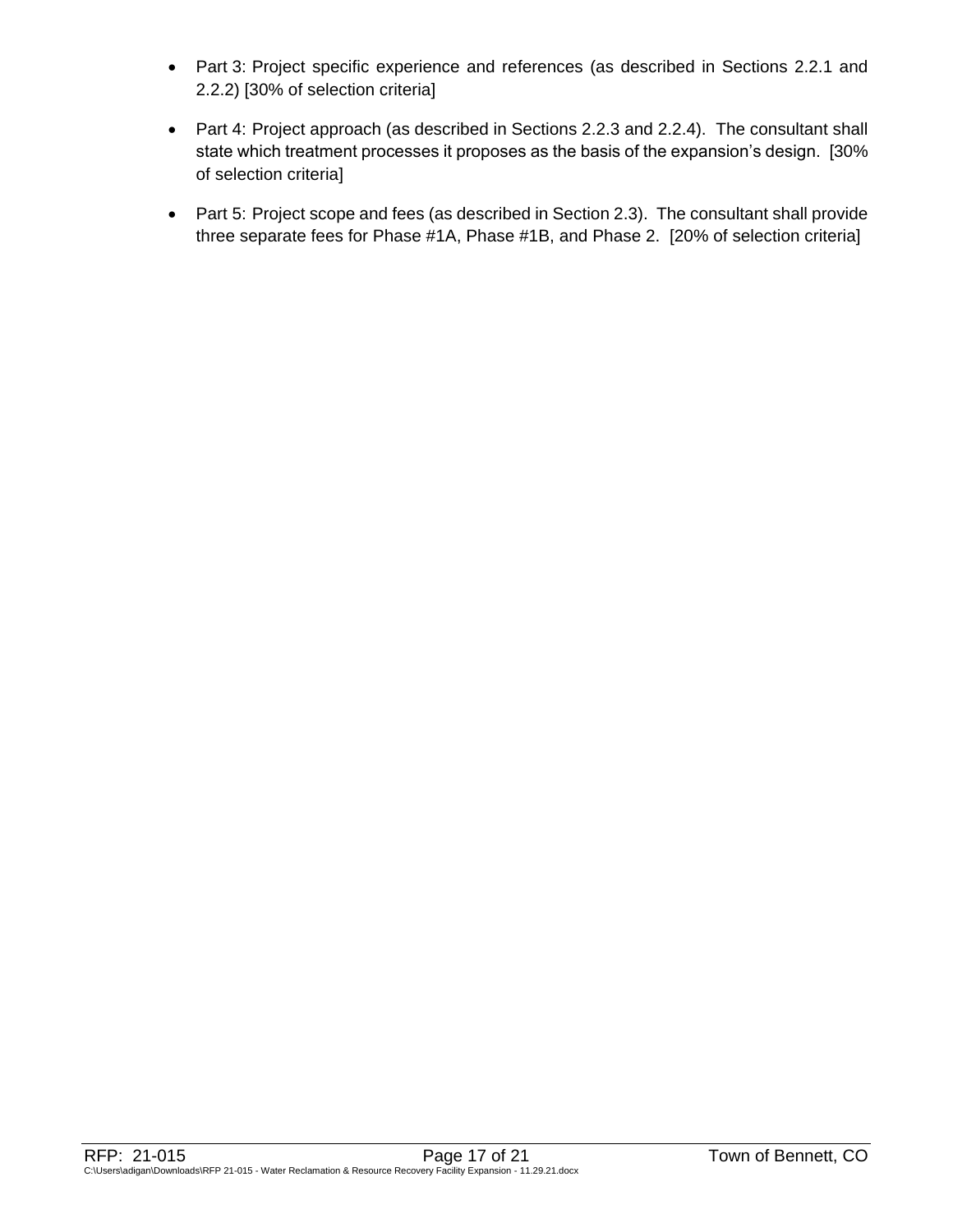- Part 3: Project specific experience and references (as described in Sections 2.2.1 and 2.2.2) [30% of selection criteria]

- Part 4: Project approach (as described in Sections 2.2.3 and 2.2.4). The consultant shall state which treatment processes it proposes as the basis of the expansion's design. [30% of selection criteria]

- Part 5: Project scope and fees (as described in Section 2.3). The consultant shall provide three separate fees for Phase #1A, Phase #1B, and Phase 2. [20% of selection criteria]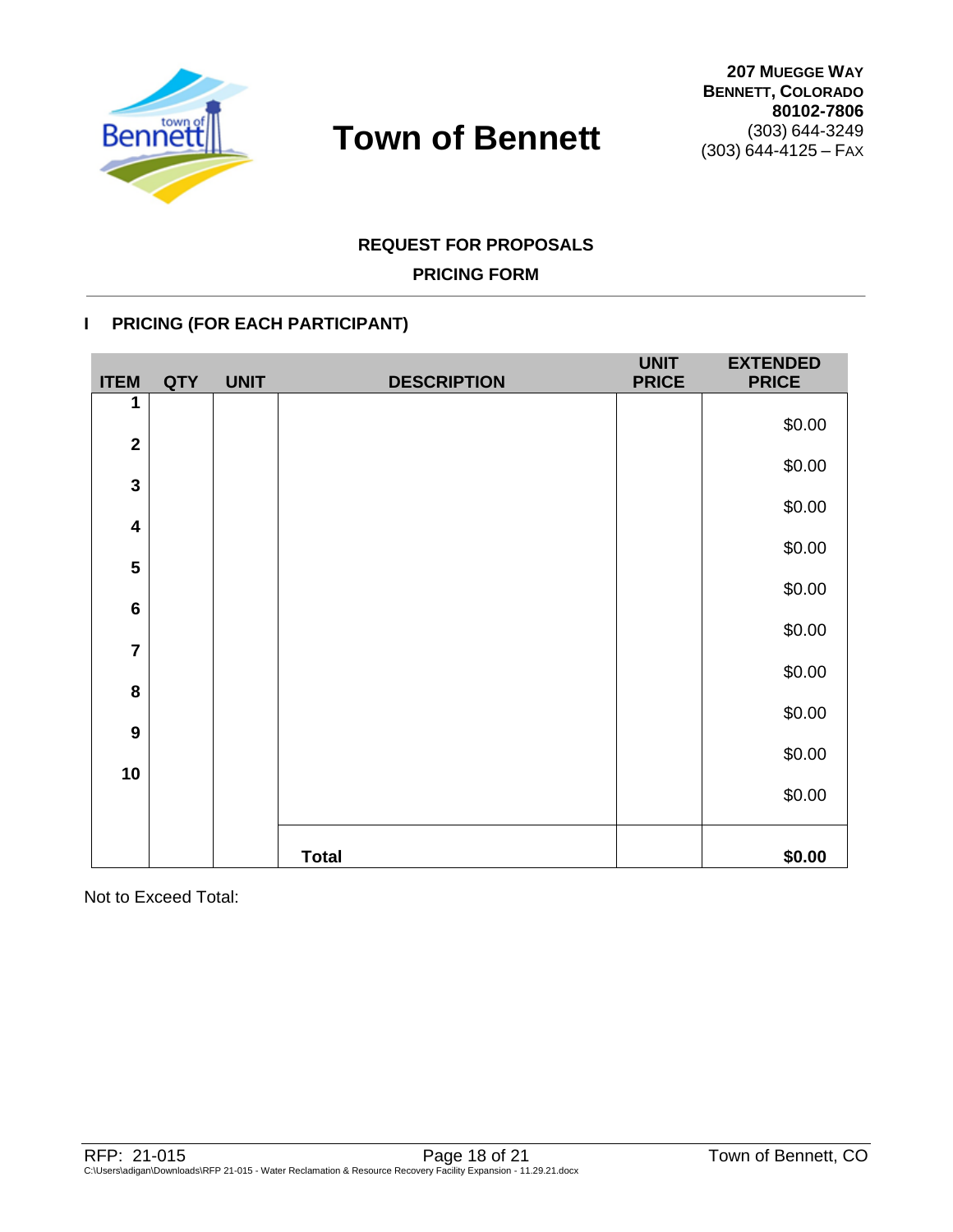# Town of Bennett

**207 Muegge Way**
**Bennett, Colorado**
**80102-7806**
(303) 644-3249
(303) 644-4125 – Fax

## REQUEST FOR PROPOSALS

## PRICING FORM

### I PRICING (FOR EACH PARTICIPANT)

| ITEM | QTY | UNIT | DESCRIPTION | UNIT PRICE | EXTENDED PRICE |
|---|---|---|---|---|---|
| 1 | | | | | $0.00 |
| 2 | | | | | $0.00 |
| 3 | | | | | $0.00 |
| 4 | | | | | $0.00 |
| 5 | | | | | $0.00 |
| 6 | | | | | $0.00 |
| 7 | | | | | $0.00 |
| 8 | | | | | $0.00 |
| 9 | | | | | $0.00 |
| 10 | | | | | $0.00 |
| | | | **Total** | | **$0.00** |

Not to Exceed Total:

RFP: 21-015
C:\Users\adigan\Downloads\RFP 21-015 - Water Reclamation & Resource Recovery Facility Expansion - 11.29.21.docx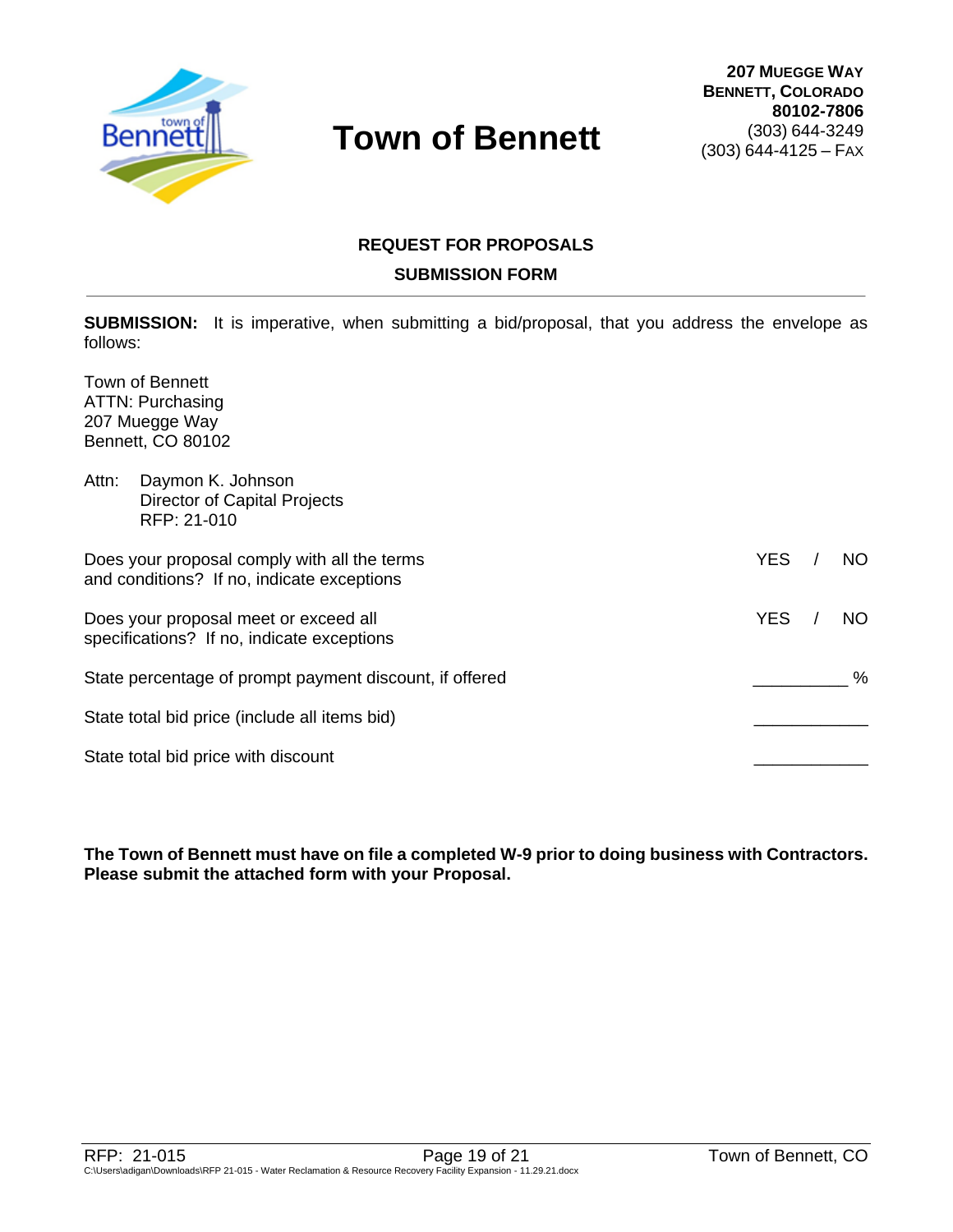# Town of Bennett

**207 Muegge Way**
**Bennett, Colorado**
**80102-7806**
(303) 644-3249
(303) 644-4125 – Fax

## REQUEST FOR PROPOSALS

## SUBMISSION FORM

---

**SUBMISSION:** It is imperative, when submitting a bid/proposal, that you address the envelope as follows:

Town of Bennett
ATTN: Purchasing
207 Muegge Way
Bennett, CO 80102

Attn: Daymon K. Johnson
Director of Capital Projects
RFP: 21-010

| | |
|---|---|
| Does your proposal comply with all the terms and conditions? If no, indicate exceptions | YES / NO |
| Does your proposal meet or exceed all specifications? If no, indicate exceptions | YES / NO |
| State percentage of prompt payment discount, if offered | __________ % |
| State total bid price (include all items bid) | ____________ |
| State total bid price with discount | ____________ |

**The Town of Bennett must have on file a completed W-9 prior to doing business with Contractors. Please submit the attached form with your Proposal.**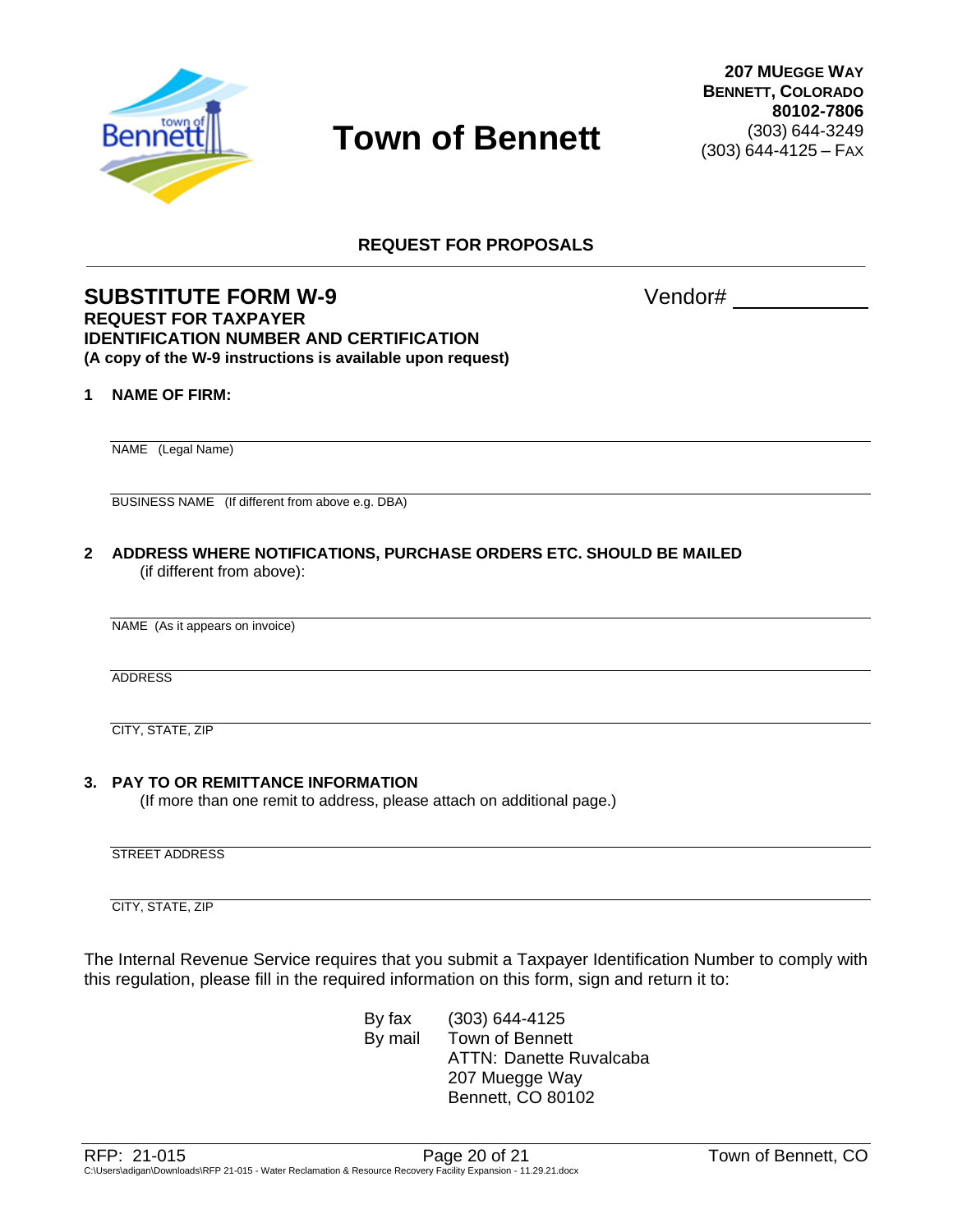# Town of Bennett

**207 Muegge Way**
**Bennett, Colorado**
**80102-7806**
(303) 644-3249
(303) 644-4125 – Fax

**REQUEST FOR PROPOSALS**

---

## SUBSTITUTE FORM W-9

Vendor# ____________

**REQUEST FOR TAXPAYER**
**IDENTIFICATION NUMBER AND CERTIFICATION**
**(A copy of the W-9 instructions is available upon request)**

**1 NAME OF FIRM:**

______________________________________________
NAME (Legal Name)

______________________________________________
BUSINESS NAME (If different from above e.g. DBA)

**2 ADDRESS WHERE NOTIFICATIONS, PURCHASE ORDERS ETC. SHOULD BE MAILED**
(if different from above):

______________________________________________
NAME (As it appears on invoice)

______________________________________________
ADDRESS

______________________________________________
CITY, STATE, ZIP

**3. PAY TO OR REMITTANCE INFORMATION**
(If more than one remit to address, please attach on additional page.)

______________________________________________
STREET ADDRESS

______________________________________________
CITY, STATE, ZIP

The Internal Revenue Service requires that you submit a Taxpayer Identification Number to comply with this regulation, please fill in the required information on this form, sign and return it to:

By fax (303) 644-4125
By mail Town of Bennett
ATTN: Danette Ruvalcaba
207 Muegge Way
Bennett, CO 80102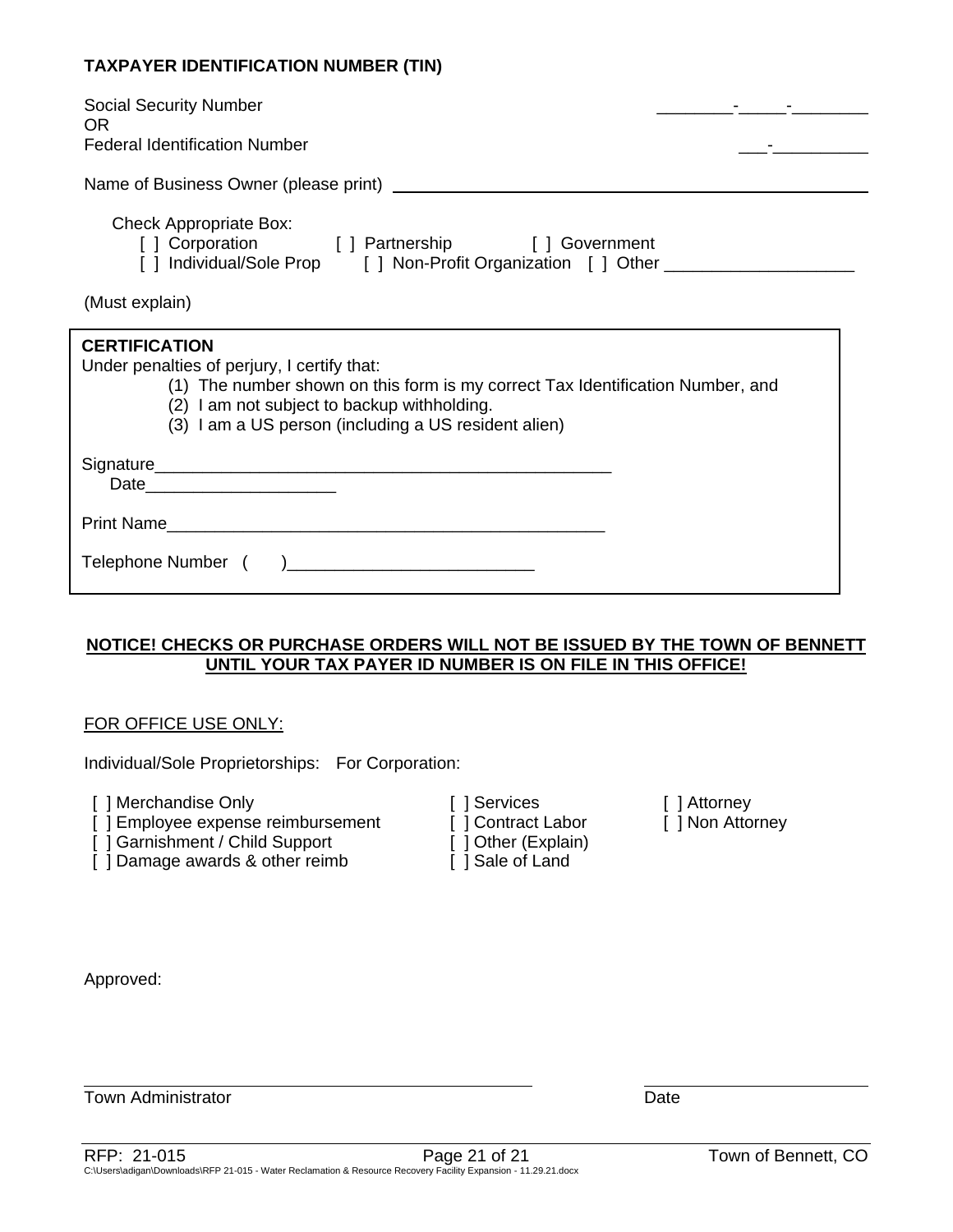**TAXPAYER IDENTIFICATION NUMBER (TIN)**

Social Security Number ________-_____-________
OR
Federal Identification Number ___-__________

Name of Business Owner (please print) ____________________________________________

Check Appropriate Box:
[ ] Corporation [ ] Partnership [ ] Government
[ ] Individual/Sole Prop [ ] Non-Profit Organization [ ] Other ___________________

(Must explain)

**CERTIFICATION**
Under penalties of perjury, I certify that:

(1) The number shown on this form is my correct Tax Identification Number, and
(2) I am not subject to backup withholding.
(3) I am a US person (including a US resident alien)

Signature__________________________________________________
Date____________________

Print Name_______________________________________________

Telephone Number ( )__________________________

**NOTICE! CHECKS OR PURCHASE ORDERS WILL NOT BE ISSUED BY THE TOWN OF BENNETT UNTIL YOUR TAX PAYER ID NUMBER IS ON FILE IN THIS OFFICE!**

FOR OFFICE USE ONLY:

Individual/Sole Proprietorships: For Corporation:

[ ] Merchandise Only
[ ] Employee expense reimbursement
[ ] Garnishment / Child Support
[ ] Damage awards & other reimb

[ ] Services
[ ] Contract Labor
[ ] Other (Explain)
[ ] Sale of Land

[ ] Attorney
[ ] Non Attorney

Approved:

_____________________________________________ _______________________
Town Administrator Date

C:\Users\adigan\Downloads\RFP 21-015 - Water Reclamation & Resource Recovery Facility Expansion - 11.29.21.docx